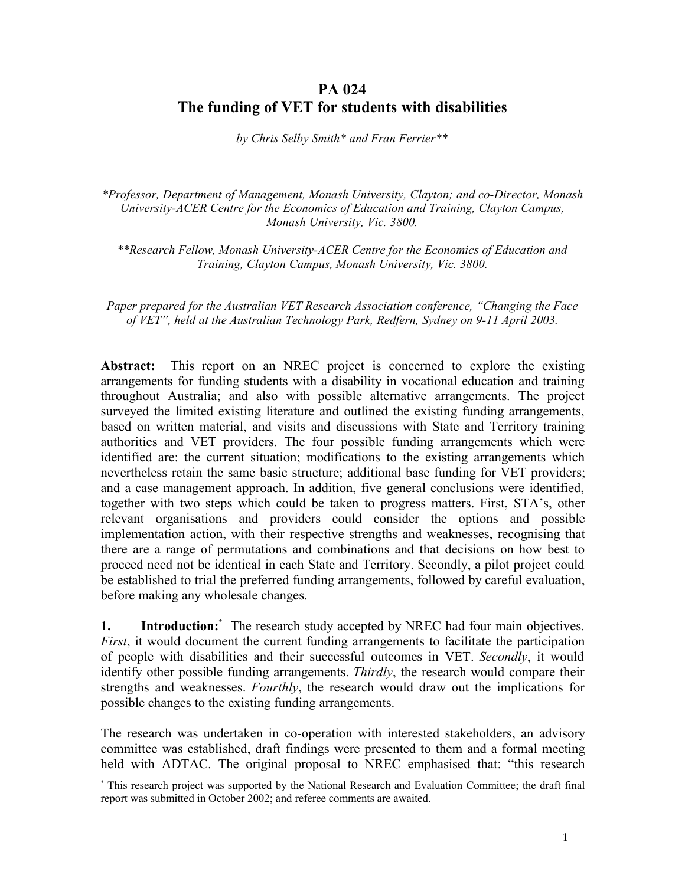# PA 024
# The funding of VET for students with disabilities

*by Chris Selby Smith\* and Fran Ferrier\*\**

*\*Professor, Department of Management, Monash University, Clayton; and co-Director, Monash University-ACER Centre for the Economics of Education and Training, Clayton Campus, Monash University, Vic. 3800.*

*\*\*Research Fellow, Monash University-ACER Centre for the Economics of Education and Training, Clayton Campus, Monash University, Vic. 3800.*

*Paper prepared for the Australian VET Research Association conference, "Changing the Face of VET", held at the Australian Technology Park, Redfern, Sydney on 9-11 April 2003.*

**Abstract:** This report on an NREC project is concerned to explore the existing arrangements for funding students with a disability in vocational education and training throughout Australia; and also with possible alternative arrangements. The project surveyed the limited existing literature and outlined the existing funding arrangements, based on written material, and visits and discussions with State and Territory training authorities and VET providers. The four possible funding arrangements which were identified are: the current situation; modifications to the existing arrangements which nevertheless retain the same basic structure; additional base funding for VET providers; and a case management approach. In addition, five general conclusions were identified, together with two steps which could be taken to progress matters. First, STA's, other relevant organisations and providers could consider the options and possible implementation action, with their respective strengths and weaknesses, recognising that there are a range of permutations and combinations and that decisions on how best to proceed need not be identical in each State and Territory. Secondly, a pilot project could be established to trial the preferred funding arrangements, followed by careful evaluation, before making any wholesale changes.

**1. Introduction:**[*] The research study accepted by NREC had four main objectives. *First*, it would document the current funding arrangements to facilitate the participation of people with disabilities and their successful outcomes in VET. *Secondly*, it would identify other possible funding arrangements. *Thirdly*, the research would compare their strengths and weaknesses. *Fourthly*, the research would draw out the implications for possible changes to the existing funding arrangements.

The research was undertaken in co-operation with interested stakeholders, an advisory committee was established, draft findings were presented to them and a formal meeting held with ADTAC. The original proposal to NREC emphasised that: "this research

[*] This research project was supported by the National Research and Evaluation Committee; the draft final report was submitted in October 2002; and referee comments are awaited.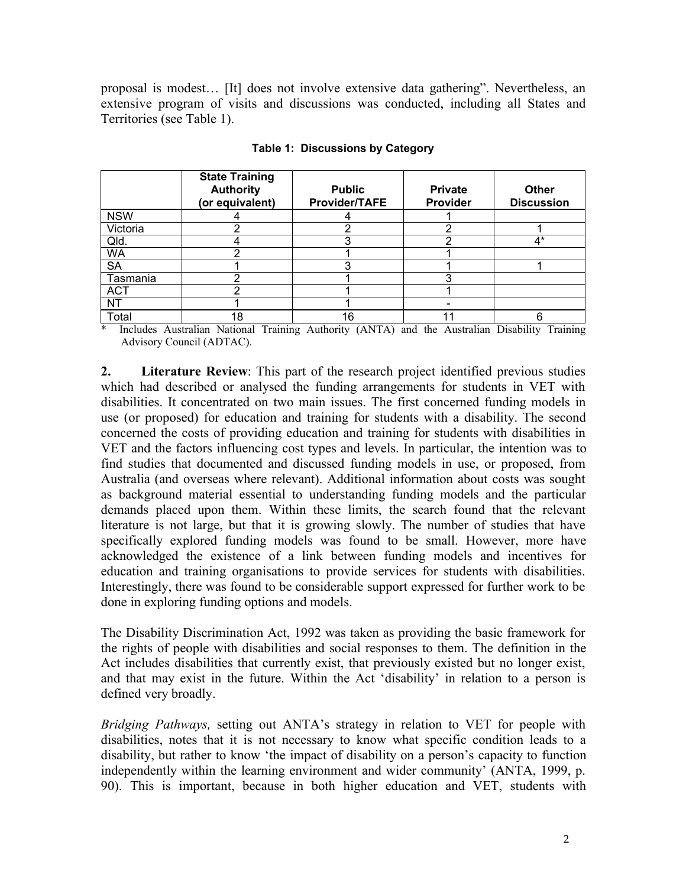proposal is modest… [It] does not involve extensive data gathering". Nevertheless, an extensive program of visits and discussions was conducted, including all States and Territories (see Table 1).

**Table 1: Discussions by Category**

| | State Training Authority (or equivalent) | Public Provider/TAFE | Private Provider | Other Discussion |
|---|---|---|---|---|
| NSW | 4 | 4 | 1 | |
| Victoria | 2 | 2 | 2 | 1 |
| Qld. | 4 | 3 | 2 | 4* |
| WA | 2 | 1 | 1 | |
| SA | 1 | 3 | 1 | 1 |
| Tasmania | 2 | 1 | 3 | |
| ACT | 2 | 1 | 1 | |
| NT | 1 | 1 | - | |
| Total | 18 | 16 | 11 | 6 |

\* Includes Australian National Training Authority (ANTA) and the Australian Disability Training Advisory Council (ADTAC).

**2. Literature Review**: This part of the research project identified previous studies which had described or analysed the funding arrangements for students in VET with disabilities. It concentrated on two main issues. The first concerned funding models in use (or proposed) for education and training for students with a disability. The second concerned the costs of providing education and training for students with disabilities in VET and the factors influencing cost types and levels. In particular, the intention was to find studies that documented and discussed funding models in use, or proposed, from Australia (and overseas where relevant). Additional information about costs was sought as background material essential to understanding funding models and the particular demands placed upon them. Within these limits, the search found that the relevant literature is not large, but that it is growing slowly. The number of studies that have specifically explored funding models was found to be small. However, more have acknowledged the existence of a link between funding models and incentives for education and training organisations to provide services for students with disabilities. Interestingly, there was found to be considerable support expressed for further work to be done in exploring funding options and models.

The Disability Discrimination Act, 1992 was taken as providing the basic framework for the rights of people with disabilities and social responses to them. The definition in the Act includes disabilities that currently exist, that previously existed but no longer exist, and that may exist in the future. Within the Act 'disability' in relation to a person is defined very broadly.

*Bridging Pathways,* setting out ANTA's strategy in relation to VET for people with disabilities, notes that it is not necessary to know what specific condition leads to a disability, but rather to know 'the impact of disability on a person's capacity to function independently within the learning environment and wider community' (ANTA, 1999, p. 90). This is important, because in both higher education and VET, students with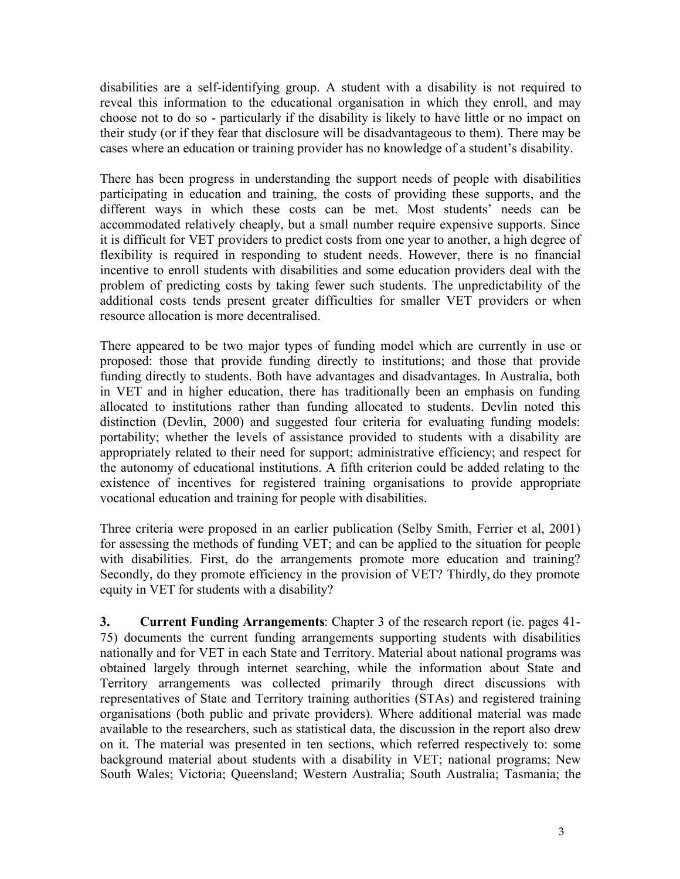disabilities are a self-identifying group. A student with a disability is not required to reveal this information to the educational organisation in which they enroll, and may choose not to do so - particularly if the disability is likely to have little or no impact on their study (or if they fear that disclosure will be disadvantageous to them). There may be cases where an education or training provider has no knowledge of a student's disability.

There has been progress in understanding the support needs of people with disabilities participating in education and training, the costs of providing these supports, and the different ways in which these costs can be met. Most students' needs can be accommodated relatively cheaply, but a small number require expensive supports. Since it is difficult for VET providers to predict costs from one year to another, a high degree of flexibility is required in responding to student needs. However, there is no financial incentive to enroll students with disabilities and some education providers deal with the problem of predicting costs by taking fewer such students. The unpredictability of the additional costs tends present greater difficulties for smaller VET providers or when resource allocation is more decentralised.

There appeared to be two major types of funding model which are currently in use or proposed: those that provide funding directly to institutions; and those that provide funding directly to students. Both have advantages and disadvantages. In Australia, both in VET and in higher education, there has traditionally been an emphasis on funding allocated to institutions rather than funding allocated to students. Devlin noted this distinction (Devlin, 2000) and suggested four criteria for evaluating funding models: portability; whether the levels of assistance provided to students with a disability are appropriately related to their need for support; administrative efficiency; and respect for the autonomy of educational institutions. A fifth criterion could be added relating to the existence of incentives for registered training organisations to provide appropriate vocational education and training for people with disabilities.

Three criteria were proposed in an earlier publication (Selby Smith, Ferrier et al, 2001) for assessing the methods of funding VET; and can be applied to the situation for people with disabilities. First, do the arrangements promote more education and training? Secondly, do they promote efficiency in the provision of VET? Thirdly, do they promote equity in VET for students with a disability?

**3. Current Funding Arrangements**: Chapter 3 of the research report (ie. pages 41-75) documents the current funding arrangements supporting students with disabilities nationally and for VET in each State and Territory. Material about national programs was obtained largely through internet searching, while the information about State and Territory arrangements was collected primarily through direct discussions with representatives of State and Territory training authorities (STAs) and registered training organisations (both public and private providers). Where additional material was made available to the researchers, such as statistical data, the discussion in the report also drew on it. The material was presented in ten sections, which referred respectively to: some background material about students with a disability in VET; national programs; New South Wales; Victoria; Queensland; Western Australia; South Australia; Tasmania; the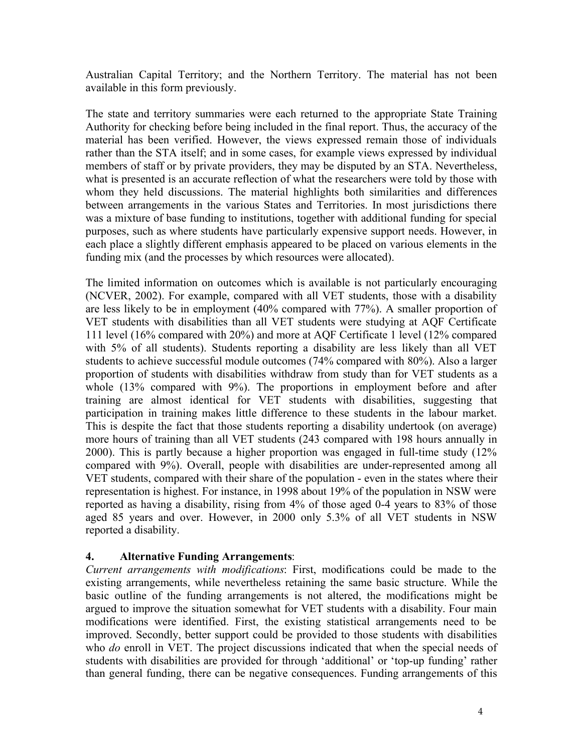Australian Capital Territory; and the Northern Territory. The material has not been available in this form previously.

The state and territory summaries were each returned to the appropriate State Training Authority for checking before being included in the final report. Thus, the accuracy of the material has been verified. However, the views expressed remain those of individuals rather than the STA itself; and in some cases, for example views expressed by individual members of staff or by private providers, they may be disputed by an STA. Nevertheless, what is presented is an accurate reflection of what the researchers were told by those with whom they held discussions. The material highlights both similarities and differences between arrangements in the various States and Territories. In most jurisdictions there was a mixture of base funding to institutions, together with additional funding for special purposes, such as where students have particularly expensive support needs. However, in each place a slightly different emphasis appeared to be placed on various elements in the funding mix (and the processes by which resources were allocated).

The limited information on outcomes which is available is not particularly encouraging (NCVER, 2002). For example, compared with all VET students, those with a disability are less likely to be in employment (40% compared with 77%). A smaller proportion of VET students with disabilities than all VET students were studying at AQF Certificate 111 level (16% compared with 20%) and more at AQF Certificate 1 level (12% compared with 5% of all students). Students reporting a disability are less likely than all VET students to achieve successful module outcomes (74% compared with 80%). Also a larger proportion of students with disabilities withdraw from study than for VET students as a whole (13% compared with 9%). The proportions in employment before and after training are almost identical for VET students with disabilities, suggesting that participation in training makes little difference to these students in the labour market. This is despite the fact that those students reporting a disability undertook (on average) more hours of training than all VET students (243 compared with 198 hours annually in 2000). This is partly because a higher proportion was engaged in full-time study (12% compared with 9%). Overall, people with disabilities are under-represented among all VET students, compared with their share of the population - even in the states where their representation is highest. For instance, in 1998 about 19% of the population in NSW were reported as having a disability, rising from 4% of those aged 0-4 years to 83% of those aged 85 years and over. However, in 2000 only 5.3% of all VET students in NSW reported a disability.

## 4. Alternative Funding Arrangements:

*Current arrangements with modifications*: First, modifications could be made to the existing arrangements, while nevertheless retaining the same basic structure. While the basic outline of the funding arrangements is not altered, the modifications might be argued to improve the situation somewhat for VET students with a disability. Four main modifications were identified. First, the existing statistical arrangements need to be improved. Secondly, better support could be provided to those students with disabilities who *do* enroll in VET. The project discussions indicated that when the special needs of students with disabilities are provided for through 'additional' or 'top-up funding' rather than general funding, there can be negative consequences. Funding arrangements of this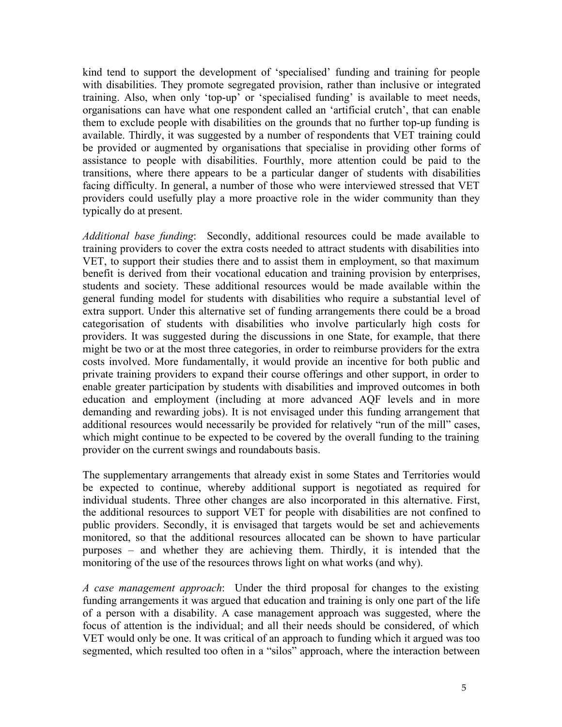kind tend to support the development of 'specialised' funding and training for people with disabilities. They promote segregated provision, rather than inclusive or integrated training. Also, when only 'top-up' or 'specialised funding' is available to meet needs, organisations can have what one respondent called an 'artificial crutch', that can enable them to exclude people with disabilities on the grounds that no further top-up funding is available. Thirdly, it was suggested by a number of respondents that VET training could be provided or augmented by organisations that specialise in providing other forms of assistance to people with disabilities. Fourthly, more attention could be paid to the transitions, where there appears to be a particular danger of students with disabilities facing difficulty. In general, a number of those who were interviewed stressed that VET providers could usefully play a more proactive role in the wider community than they typically do at present.

*Additional base funding*: Secondly, additional resources could be made available to training providers to cover the extra costs needed to attract students with disabilities into VET, to support their studies there and to assist them in employment, so that maximum benefit is derived from their vocational education and training provision by enterprises, students and society. These additional resources would be made available within the general funding model for students with disabilities who require a substantial level of extra support. Under this alternative set of funding arrangements there could be a broad categorisation of students with disabilities who involve particularly high costs for providers. It was suggested during the discussions in one State, for example, that there might be two or at the most three categories, in order to reimburse providers for the extra costs involved. More fundamentally, it would provide an incentive for both public and private training providers to expand their course offerings and other support, in order to enable greater participation by students with disabilities and improved outcomes in both education and employment (including at more advanced AQF levels and in more demanding and rewarding jobs). It is not envisaged under this funding arrangement that additional resources would necessarily be provided for relatively "run of the mill" cases, which might continue to be expected to be covered by the overall funding to the training provider on the current swings and roundabouts basis.

The supplementary arrangements that already exist in some States and Territories would be expected to continue, whereby additional support is negotiated as required for individual students. Three other changes are also incorporated in this alternative. First, the additional resources to support VET for people with disabilities are not confined to public providers. Secondly, it is envisaged that targets would be set and achievements monitored, so that the additional resources allocated can be shown to have particular purposes – and whether they are achieving them. Thirdly, it is intended that the monitoring of the use of the resources throws light on what works (and why).

*A case management approach*: Under the third proposal for changes to the existing funding arrangements it was argued that education and training is only one part of the life of a person with a disability. A case management approach was suggested, where the focus of attention is the individual; and all their needs should be considered, of which VET would only be one. It was critical of an approach to funding which it argued was too segmented, which resulted too often in a "silos" approach, where the interaction between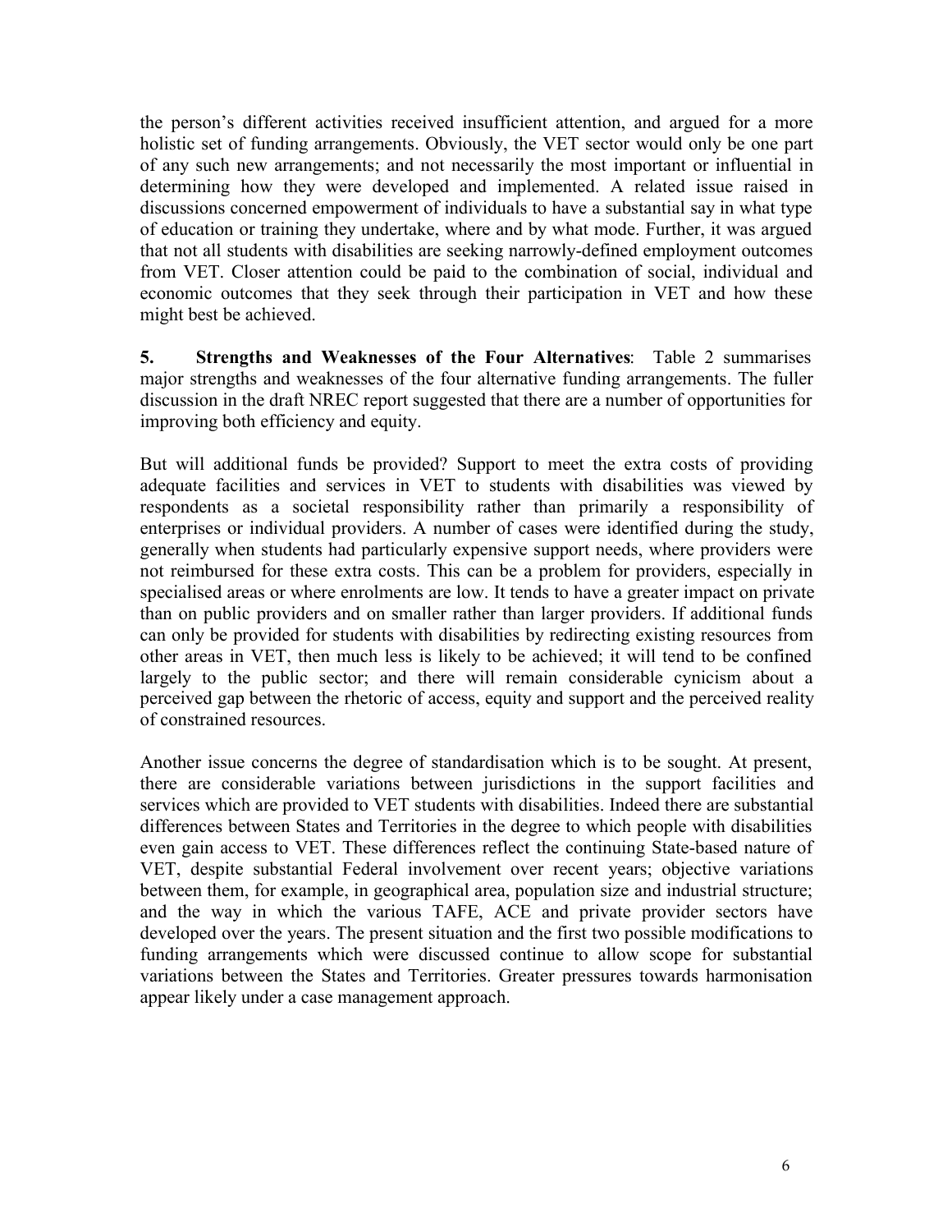the person's different activities received insufficient attention, and argued for a more holistic set of funding arrangements. Obviously, the VET sector would only be one part of any such new arrangements; and not necessarily the most important or influential in determining how they were developed and implemented. A related issue raised in discussions concerned empowerment of individuals to have a substantial say in what type of education or training they undertake, where and by what mode. Further, it was argued that not all students with disabilities are seeking narrowly-defined employment outcomes from VET. Closer attention could be paid to the combination of social, individual and economic outcomes that they seek through their participation in VET and how these might best be achieved.

**5. Strengths and Weaknesses of the Four Alternatives**: Table 2 summarises major strengths and weaknesses of the four alternative funding arrangements. The fuller discussion in the draft NREC report suggested that there are a number of opportunities for improving both efficiency and equity.

But will additional funds be provided? Support to meet the extra costs of providing adequate facilities and services in VET to students with disabilities was viewed by respondents as a societal responsibility rather than primarily a responsibility of enterprises or individual providers. A number of cases were identified during the study, generally when students had particularly expensive support needs, where providers were not reimbursed for these extra costs. This can be a problem for providers, especially in specialised areas or where enrolments are low. It tends to have a greater impact on private than on public providers and on smaller rather than larger providers. If additional funds can only be provided for students with disabilities by redirecting existing resources from other areas in VET, then much less is likely to be achieved; it will tend to be confined largely to the public sector; and there will remain considerable cynicism about a perceived gap between the rhetoric of access, equity and support and the perceived reality of constrained resources.

Another issue concerns the degree of standardisation which is to be sought. At present, there are considerable variations between jurisdictions in the support facilities and services which are provided to VET students with disabilities. Indeed there are substantial differences between States and Territories in the degree to which people with disabilities even gain access to VET. These differences reflect the continuing State-based nature of VET, despite substantial Federal involvement over recent years; objective variations between them, for example, in geographical area, population size and industrial structure; and the way in which the various TAFE, ACE and private provider sectors have developed over the years. The present situation and the first two possible modifications to funding arrangements which were discussed continue to allow scope for substantial variations between the States and Territories. Greater pressures towards harmonisation appear likely under a case management approach.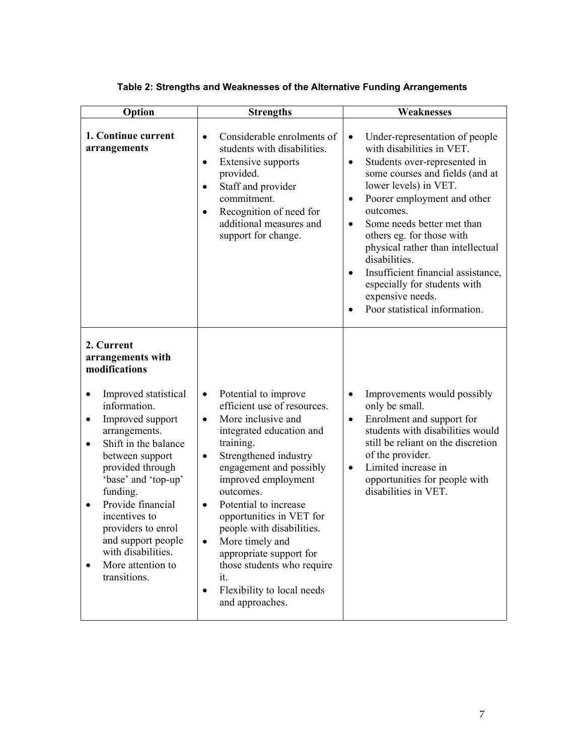**Table 2: Strengths and Weaknesses of the Alternative Funding Arrangements**

| Option | Strengths | Weaknesses |
|---|---|---|
| **1. Continue current arrangements** | • Considerable enrolments of students with disabilities.<br>• Extensive supports provided.<br>• Staff and provider commitment.<br>• Recognition of need for additional measures and support for change. | • Under-representation of people with disabilities in VET.<br>• Students over-represented in some courses and fields (and at lower levels) in VET.<br>• Poorer employment and other outcomes.<br>• Some needs better met than others eg. for those with physical rather than intellectual disabilities.<br>• Insufficient financial assistance, especially for students with expensive needs.<br>• Poor statistical information. |
| **2. Current arrangements with modifications**<br><br>• Improved statistical information.<br>• Improved support arrangements.<br>• Shift in the balance between support provided through 'base' and 'top-up' funding.<br>• Provide financial incentives to providers to enrol and support people with disabilities.<br>• More attention to transitions. | • Potential to improve efficient use of resources.<br>• More inclusive and integrated education and training.<br>• Strengthened industry engagement and possibly improved employment outcomes.<br>• Potential to increase opportunities in VET for people with disabilities.<br>• More timely and appropriate support for those students who require it.<br>• Flexibility to local needs and approaches. | • Improvements would possibly only be small.<br>• Enrolment and support for students with disabilities would still be reliant on the discretion of the provider.<br>• Limited increase in opportunities for people with disabilities in VET. |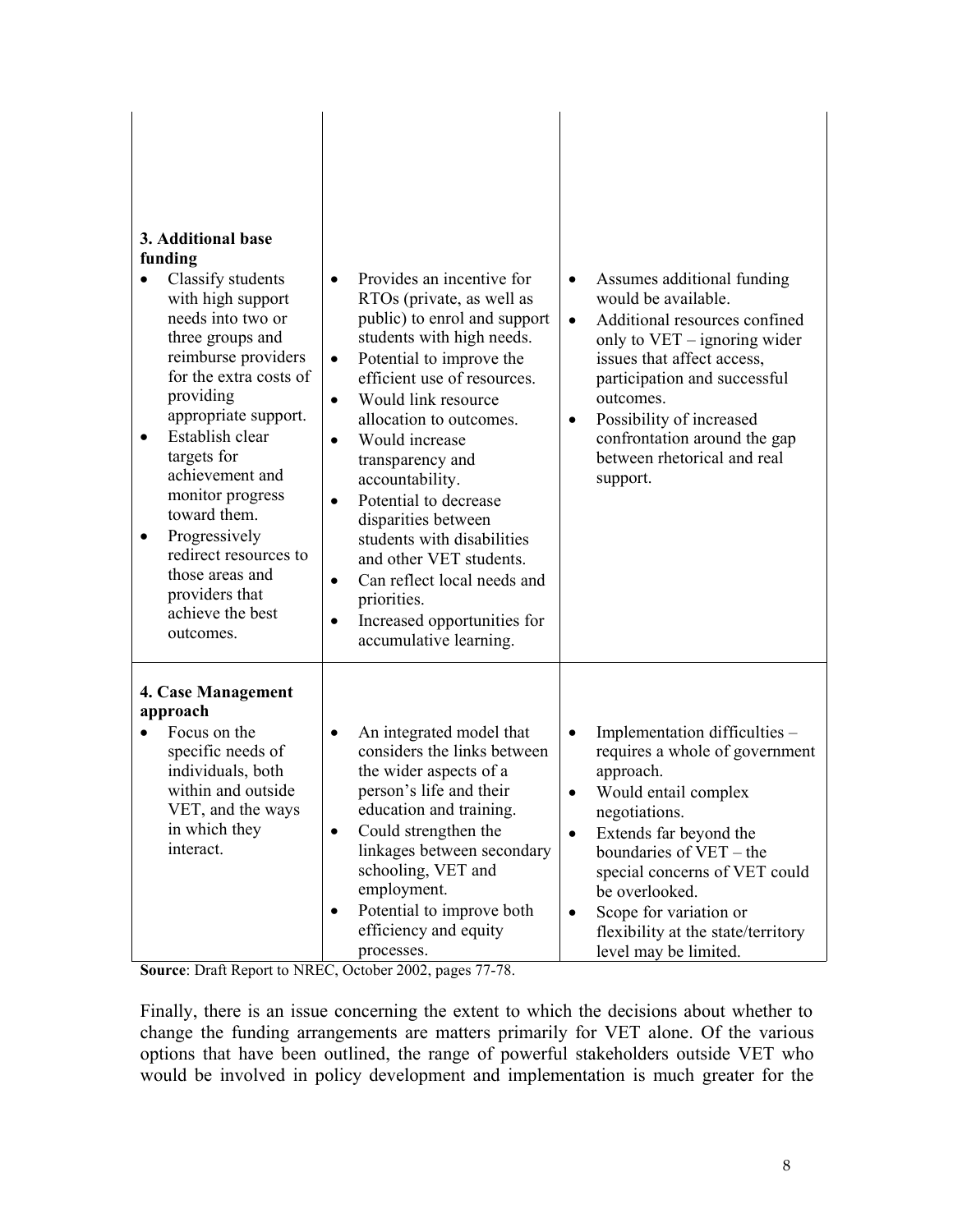| | | |
|---|---|---|
| **3. Additional base funding**<br>• Classify students with high support needs into two or three groups and reimburse providers for the extra costs of providing appropriate support.<br>• Establish clear targets for achievement and monitor progress toward them.<br>• Progressively redirect resources to those areas and providers that achieve the best outcomes. | • Provides an incentive for RTOs (private, as well as public) to enrol and support students with high needs.<br>• Potential to improve the efficient use of resources.<br>• Would link resource allocation to outcomes.<br>• Would increase transparency and accountability.<br>• Potential to decrease disparities between students with disabilities and other VET students.<br>• Can reflect local needs and priorities.<br>• Increased opportunities for accumulative learning. | • Assumes additional funding would be available.<br>• Additional resources confined only to VET – ignoring wider issues that affect access, participation and successful outcomes.<br>• Possibility of increased confrontation around the gap between rhetorical and real support. |
| **4. Case Management approach**<br>• Focus on the specific needs of individuals, both within and outside VET, and the ways in which they interact. | • An integrated model that considers the links between the wider aspects of a person's life and their education and training.<br>• Could strengthen the linkages between secondary schooling, VET and employment.<br>• Potential to improve both efficiency and equity processes. | • Implementation difficulties – requires a whole of government approach.<br>• Would entail complex negotiations.<br>• Extends far beyond the boundaries of VET – the special concerns of VET could be overlooked.<br>• Scope for variation or flexibility at the state/territory level may be limited. |

**Source**: Draft Report to NREC, October 2002, pages 77-78.

Finally, there is an issue concerning the extent to which the decisions about whether to change the funding arrangements are matters primarily for VET alone. Of the various options that have been outlined, the range of powerful stakeholders outside VET who would be involved in policy development and implementation is much greater for the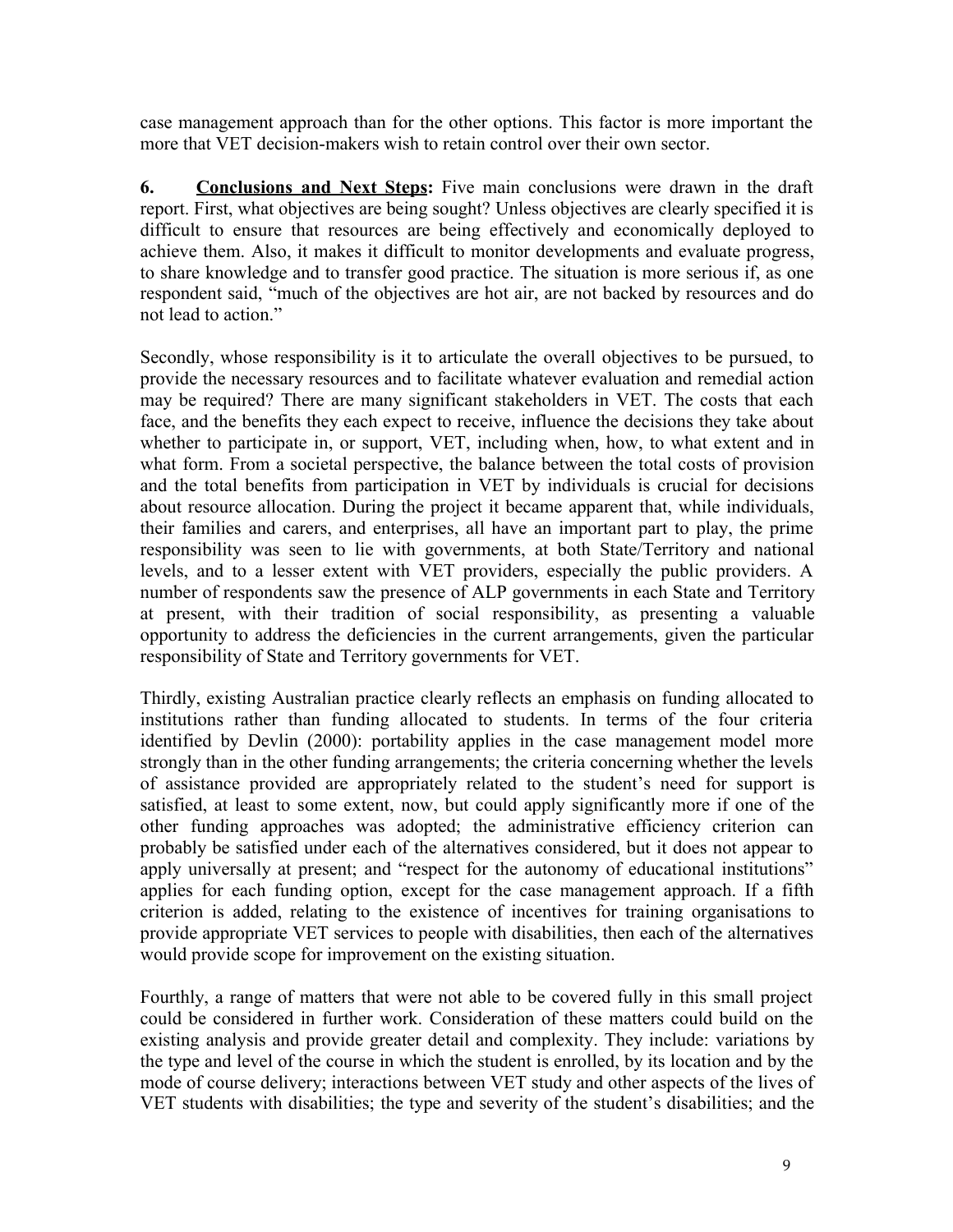case management approach than for the other options. This factor is more important the more that VET decision-makers wish to retain control over their own sector.

**6. <u>Conclusions and Next Steps</u>:** Five main conclusions were drawn in the draft report. First, what objectives are being sought? Unless objectives are clearly specified it is difficult to ensure that resources are being effectively and economically deployed to achieve them. Also, it makes it difficult to monitor developments and evaluate progress, to share knowledge and to transfer good practice. The situation is more serious if, as one respondent said, "much of the objectives are hot air, are not backed by resources and do not lead to action."

Secondly, whose responsibility is it to articulate the overall objectives to be pursued, to provide the necessary resources and to facilitate whatever evaluation and remedial action may be required? There are many significant stakeholders in VET. The costs that each face, and the benefits they each expect to receive, influence the decisions they take about whether to participate in, or support, VET, including when, how, to what extent and in what form. From a societal perspective, the balance between the total costs of provision and the total benefits from participation in VET by individuals is crucial for decisions about resource allocation. During the project it became apparent that, while individuals, their families and carers, and enterprises, all have an important part to play, the prime responsibility was seen to lie with governments, at both State/Territory and national levels, and to a lesser extent with VET providers, especially the public providers. A number of respondents saw the presence of ALP governments in each State and Territory at present, with their tradition of social responsibility, as presenting a valuable opportunity to address the deficiencies in the current arrangements, given the particular responsibility of State and Territory governments for VET.

Thirdly, existing Australian practice clearly reflects an emphasis on funding allocated to institutions rather than funding allocated to students. In terms of the four criteria identified by Devlin (2000): portability applies in the case management model more strongly than in the other funding arrangements; the criteria concerning whether the levels of assistance provided are appropriately related to the student's need for support is satisfied, at least to some extent, now, but could apply significantly more if one of the other funding approaches was adopted; the administrative efficiency criterion can probably be satisfied under each of the alternatives considered, but it does not appear to apply universally at present; and "respect for the autonomy of educational institutions" applies for each funding option, except for the case management approach. If a fifth criterion is added, relating to the existence of incentives for training organisations to provide appropriate VET services to people with disabilities, then each of the alternatives would provide scope for improvement on the existing situation.

Fourthly, a range of matters that were not able to be covered fully in this small project could be considered in further work. Consideration of these matters could build on the existing analysis and provide greater detail and complexity. They include: variations by the type and level of the course in which the student is enrolled, by its location and by the mode of course delivery; interactions between VET study and other aspects of the lives of VET students with disabilities; the type and severity of the student's disabilities; and the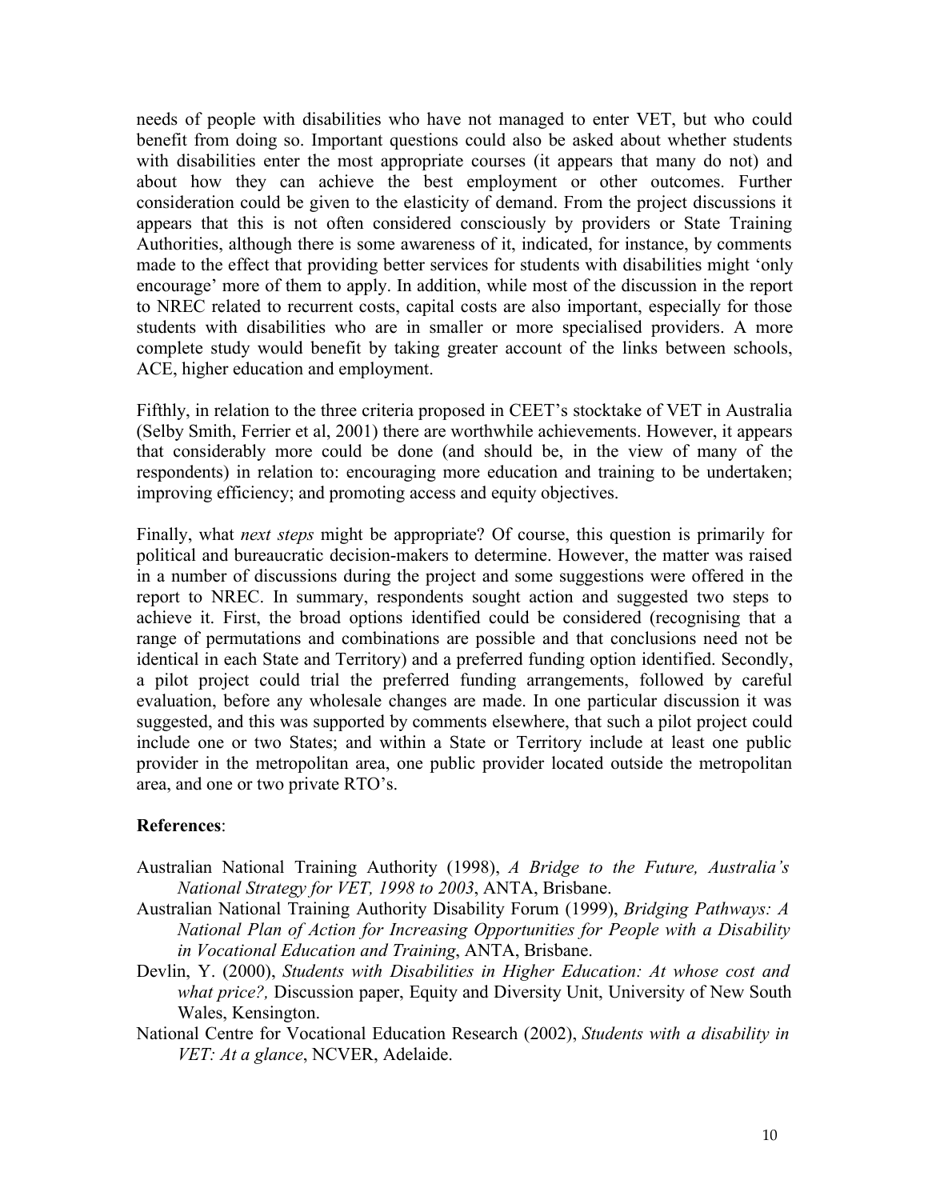needs of people with disabilities who have not managed to enter VET, but who could benefit from doing so. Important questions could also be asked about whether students with disabilities enter the most appropriate courses (it appears that many do not) and about how they can achieve the best employment or other outcomes. Further consideration could be given to the elasticity of demand. From the project discussions it appears that this is not often considered consciously by providers or State Training Authorities, although there is some awareness of it, indicated, for instance, by comments made to the effect that providing better services for students with disabilities might 'only encourage' more of them to apply. In addition, while most of the discussion in the report to NREC related to recurrent costs, capital costs are also important, especially for those students with disabilities who are in smaller or more specialised providers. A more complete study would benefit by taking greater account of the links between schools, ACE, higher education and employment.

Fifthly, in relation to the three criteria proposed in CEET's stocktake of VET in Australia (Selby Smith, Ferrier et al, 2001) there are worthwhile achievements. However, it appears that considerably more could be done (and should be, in the view of many of the respondents) in relation to: encouraging more education and training to be undertaken; improving efficiency; and promoting access and equity objectives.

Finally, what *next steps* might be appropriate? Of course, this question is primarily for political and bureaucratic decision-makers to determine. However, the matter was raised in a number of discussions during the project and some suggestions were offered in the report to NREC. In summary, respondents sought action and suggested two steps to achieve it. First, the broad options identified could be considered (recognising that a range of permutations and combinations are possible and that conclusions need not be identical in each State and Territory) and a preferred funding option identified. Secondly, a pilot project could trial the preferred funding arrangements, followed by careful evaluation, before any wholesale changes are made. In one particular discussion it was suggested, and this was supported by comments elsewhere, that such a pilot project could include one or two States; and within a State or Territory include at least one public provider in the metropolitan area, one public provider located outside the metropolitan area, and one or two private RTO's.

**References**:

Australian National Training Authority (1998), *A Bridge to the Future, Australia's National Strategy for VET, 1998 to 2003*, ANTA, Brisbane.

Australian National Training Authority Disability Forum (1999), *Bridging Pathways: A National Plan of Action for Increasing Opportunities for People with a Disability in Vocational Education and Training*, ANTA, Brisbane.

Devlin, Y. (2000), *Students with Disabilities in Higher Education: At whose cost and what price?,* Discussion paper, Equity and Diversity Unit, University of New South Wales, Kensington.

National Centre for Vocational Education Research (2002), *Students with a disability in VET: At a glance*, NCVER, Adelaide.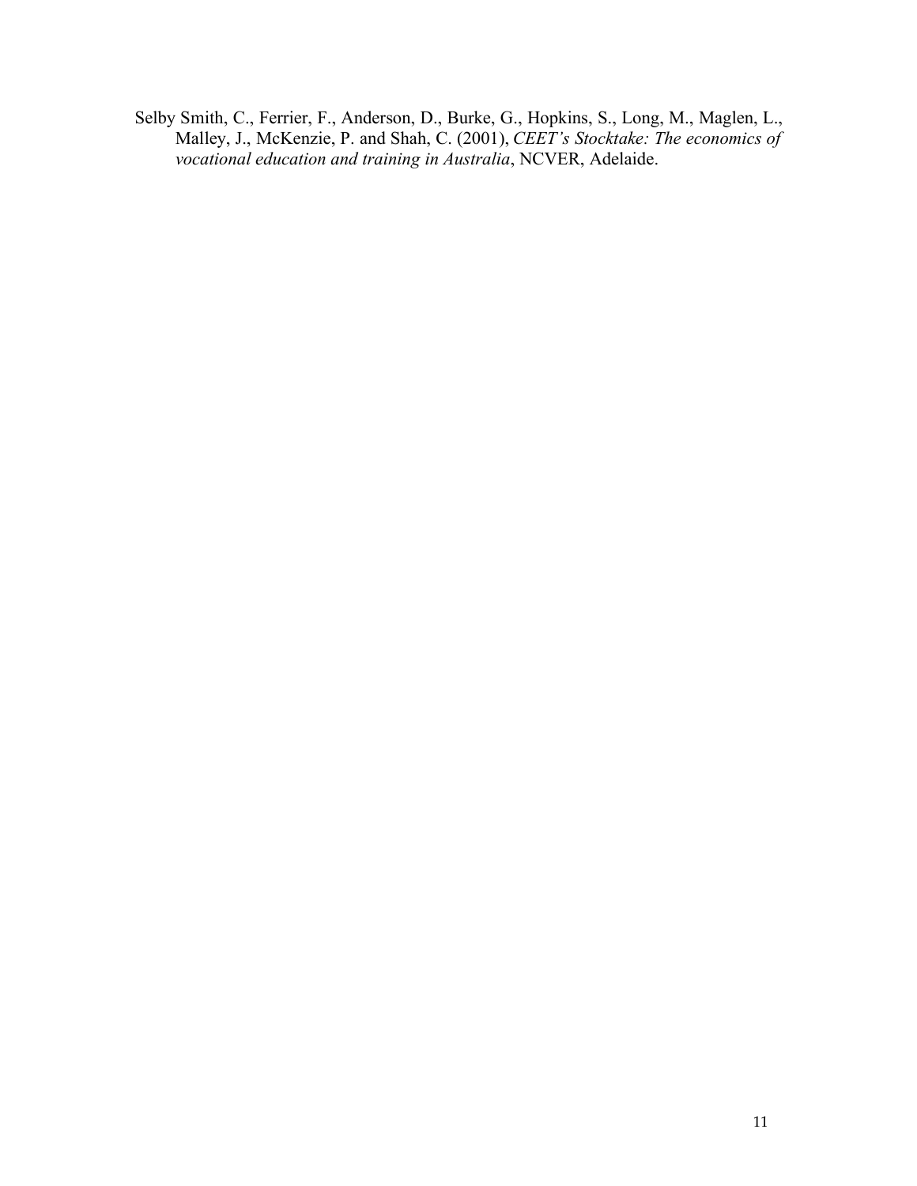Selby Smith, C., Ferrier, F., Anderson, D., Burke, G., Hopkins, S., Long, M., Maglen, L., Malley, J., McKenzie, P. and Shah, C. (2001), *CEET's Stocktake: The economics of vocational education and training in Australia*, NCVER, Adelaide.